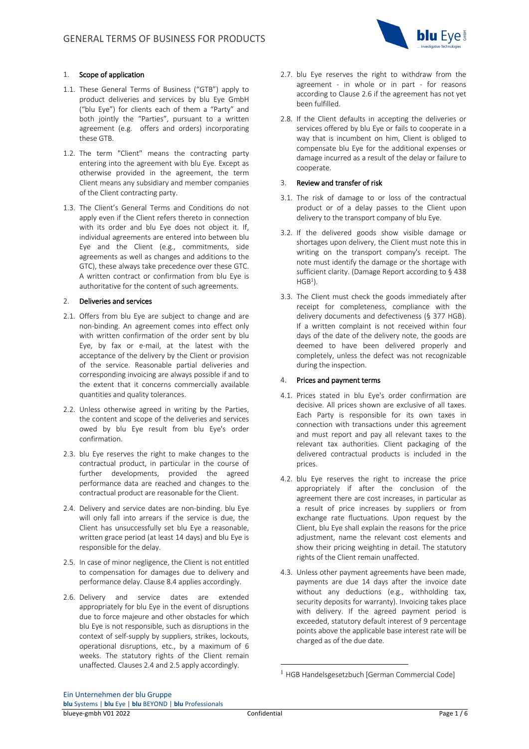# GENERAL TERMS OF BUSINESS FOR PRODUCTS

## 1. Scope of application

1.1. These General Terms of Business ("GTB") apply to product deliveries and services by blu Eye GmbH ("blu Eye") for clients each of them a "Party" and both jointly the "Parties", pursuant to a written agreement (e.g. offers and orders) incorporating these GTB.

1.2. The term "Client" means the contracting party entering into the agreement with blu Eye. Except as otherwise provided in the agreement, the term Client means any subsidiary and member companies of the Client contracting party.

1.3. The Client's General Terms and Conditions do not apply even if the Client refers thereto in connection with its order and blu Eye does not object it. If, individual agreements are entered into between blu Eye and the Client (e.g., commitments, side agreements as well as changes and additions to the GTC), these always take precedence over these GTC. A written contract or confirmation from blu Eye is authoritative for the content of such agreements.

## 2. Deliveries and services

2.1. Offers from blu Eye are subject to change and are non-binding. An agreement comes into effect only with written confirmation of the order sent by blu Eye, by fax or e-mail, at the latest with the acceptance of the delivery by the Client or provision of the service. Reasonable partial deliveries and corresponding invoicing are always possible if and to the extent that it concerns commercially available quantities and quality tolerances.

2.2. Unless otherwise agreed in writing by the Parties, the content and scope of the deliveries and services owed by blu Eye result from blu Eye's order confirmation.

2.3. blu Eye reserves the right to make changes to the contractual product, in particular in the course of further developments, provided the agreed performance data are reached and changes to the contractual product are reasonable for the Client.

2.4. Delivery and service dates are non-binding. blu Eye will only fall into arrears if the service is due, the Client has unsuccessfully set blu Eye a reasonable, written grace period (at least 14 days) and blu Eye is responsible for the delay.

2.5. In case of minor negligence, the Client is not entitled to compensation for damages due to delivery and performance delay. Clause 8.4 applies accordingly.

2.6. Delivery and service dates are extended appropriately for blu Eye in the event of disruptions due to force majeure and other obstacles for which blu Eye is not responsible, such as disruptions in the context of self-supply by suppliers, strikes, lockouts, operational disruptions, etc., by a maximum of 6 weeks. The statutory rights of the Client remain unaffected. Clauses 2.4 and 2.5 apply accordingly.

2.7. blu Eye reserves the right to withdraw from the agreement - in whole or in part - for reasons according to Clause 2.6 if the agreement has not yet been fulfilled.

2.8. If the Client defaults in accepting the deliveries or services offered by blu Eye or fails to cooperate in a way that is incumbent on him, Client is obliged to compensate blu Eye for the additional expenses or damage incurred as a result of the delay or failure to cooperate.

## 3. Review and transfer of risk

3.1. The risk of damage to or loss of the contractual product or of a delay passes to the Client upon delivery to the transport company of blu Eye.

3.2. If the delivered goods show visible damage or shortages upon delivery, the Client must note this in writing on the transport company's receipt. The note must identify the damage or the shortage with sufficient clarity. (Damage Report according to § 438 HGB[1]).

3.3. The Client must check the goods immediately after receipt for completeness, compliance with the delivery documents and defectiveness (§ 377 HGB). If a written complaint is not received within four days of the date of the delivery note, the goods are deemed to have been delivered properly and completely, unless the defect was not recognizable during the inspection.

## 4. Prices and payment terms

4.1. Prices stated in blu Eye's order confirmation are decisive. All prices shown are exclusive of all taxes. Each Party is responsible for its own taxes in connection with transactions under this agreement and must report and pay all relevant taxes to the relevant tax authorities. Client packaging of the delivered contractual products is included in the prices.

4.2. blu Eye reserves the right to increase the price appropriately if after the conclusion of the agreement there are cost increases, in particular as a result of price increases by suppliers or from exchange rate fluctuations. Upon request by the Client, blu Eye shall explain the reasons for the price adjustment, name the relevant cost elements and show their pricing weighting in detail. The statutory rights of the Client remain unaffected.

4.3. Unless other payment agreements have been made, payments are due 14 days after the invoice date without any deductions (e.g., withholding tax, security deposits for warranty). Invoicing takes place with delivery. If the agreed payment period is exceeded, statutory default interest of 9 percentage points above the applicable base interest rate will be charged as of the due date.

[1] HGB Handelsgesetzbuch [German Commercial Code]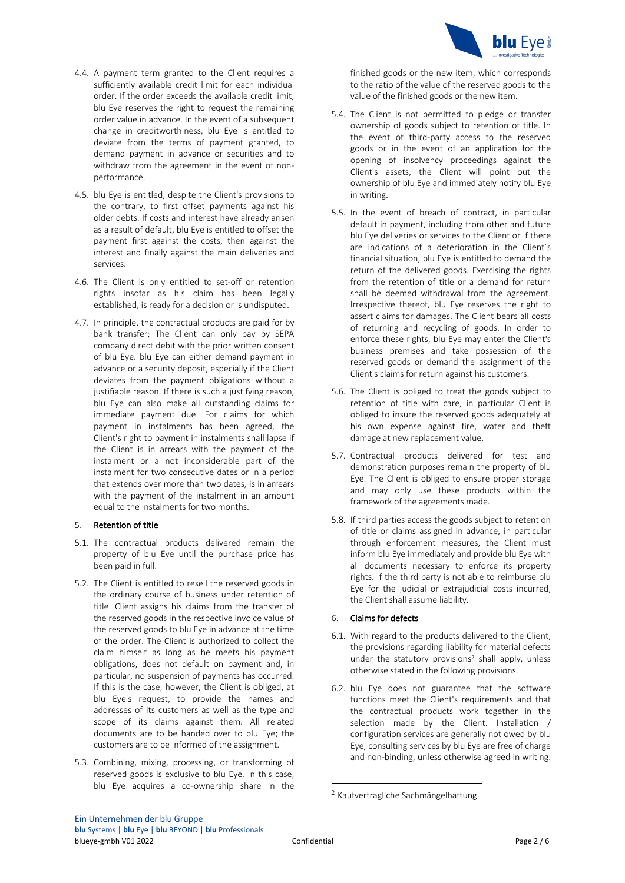4.4. A payment term granted to the Client requires a sufficiently available credit limit for each individual order. If the order exceeds the available credit limit, blu Eye reserves the right to request the remaining order value in advance. In the event of a subsequent change in creditworthiness, blu Eye is entitled to deviate from the terms of payment granted, to demand payment in advance or securities and to withdraw from the agreement in the event of non-performance.

4.5. blu Eye is entitled, despite the Client's provisions to the contrary, to first offset payments against his older debts. If costs and interest have already arisen as a result of default, blu Eye is entitled to offset the payment first against the costs, then against the interest and finally against the main deliveries and services.

4.6. The Client is only entitled to set-off or retention rights insofar as his claim has been legally established, is ready for a decision or is undisputed.

4.7. In principle, the contractual products are paid for by bank transfer; The Client can only pay by SEPA company direct debit with the prior written consent of blu Eye. blu Eye can either demand payment in advance or a security deposit, especially if the Client deviates from the payment obligations without a justifiable reason. If there is such a justifying reason, blu Eye can also make all outstanding claims for immediate payment due. For claims for which payment in instalments has been agreed, the Client's right to payment in instalments shall lapse if the Client is in arrears with the payment of the instalment or a not inconsiderable part of the instalment for two consecutive dates or in a period that extends over more than two dates, is in arrears with the payment of the instalment in an amount equal to the instalments for two months.

## 5. Retention of title

5.1. The contractual products delivered remain the property of blu Eye until the purchase price has been paid in full.

5.2. The Client is entitled to resell the reserved goods in the ordinary course of business under retention of title. Client assigns his claims from the transfer of the reserved goods in the respective invoice value of the reserved goods to blu Eye in advance at the time of the order. The Client is authorized to collect the claim himself as long as he meets his payment obligations, does not default on payment and, in particular, no suspension of payments has occurred. If this is the case, however, the Client is obliged, at blu Eye's request, to provide the names and addresses of its customers as well as the type and scope of its claims against them. All related documents are to be handed over to blu Eye; the customers are to be informed of the assignment.

5.3. Combining, mixing, processing, or transforming of reserved goods is exclusive to blu Eye. In this case, blu Eye acquires a co-ownership share in the finished goods or the new item, which corresponds to the ratio of the value of the reserved goods to the value of the finished goods or the new item.

5.4. The Client is not permitted to pledge or transfer ownership of goods subject to retention of title. In the event of third-party access to the reserved goods or in the event of an application for the opening of insolvency proceedings against the Client's assets, the Client will point out the ownership of blu Eye and immediately notify blu Eye in writing.

5.5. In the event of breach of contract, in particular default in payment, including from other and future blu Eye deliveries or services to the Client or if there are indications of a deterioration in the Client´s financial situation, blu Eye is entitled to demand the return of the delivered goods. Exercising the rights from the retention of title or a demand for return shall be deemed withdrawal from the agreement. Irrespective thereof, blu Eye reserves the right to assert claims for damages. The Client bears all costs of returning and recycling of goods. In order to enforce these rights, blu Eye may enter the Client's business premises and take possession of the reserved goods or demand the assignment of the Client's claims for return against his customers.

5.6. The Client is obliged to treat the goods subject to retention of title with care, in particular Client is obliged to insure the reserved goods adequately at his own expense against fire, water and theft damage at new replacement value.

5.7. Contractual products delivered for test and demonstration purposes remain the property of blu Eye. The Client is obliged to ensure proper storage and may only use these products within the framework of the agreements made.

5.8. If third parties access the goods subject to retention of title or claims assigned in advance, in particular through enforcement measures, the Client must inform blu Eye immediately and provide blu Eye with all documents necessary to enforce its property rights. If the third party is not able to reimburse blu Eye for the judicial or extrajudicial costs incurred, the Client shall assume liability.

## 6. Claims for defects

6.1. With regard to the products delivered to the Client, the provisions regarding liability for material defects under the statutory provisions[2] shall apply, unless otherwise stated in the following provisions.

6.2. blu Eye does not guarantee that the software functions meet the Client's requirements and that the contractual products work together in the selection made by the Client. Installation / configuration services are generally not owed by blu Eye, consulting services by blu Eye are free of charge and non-binding, unless otherwise agreed in writing.

[2] Kaufvertragliche Sachmängelhaftung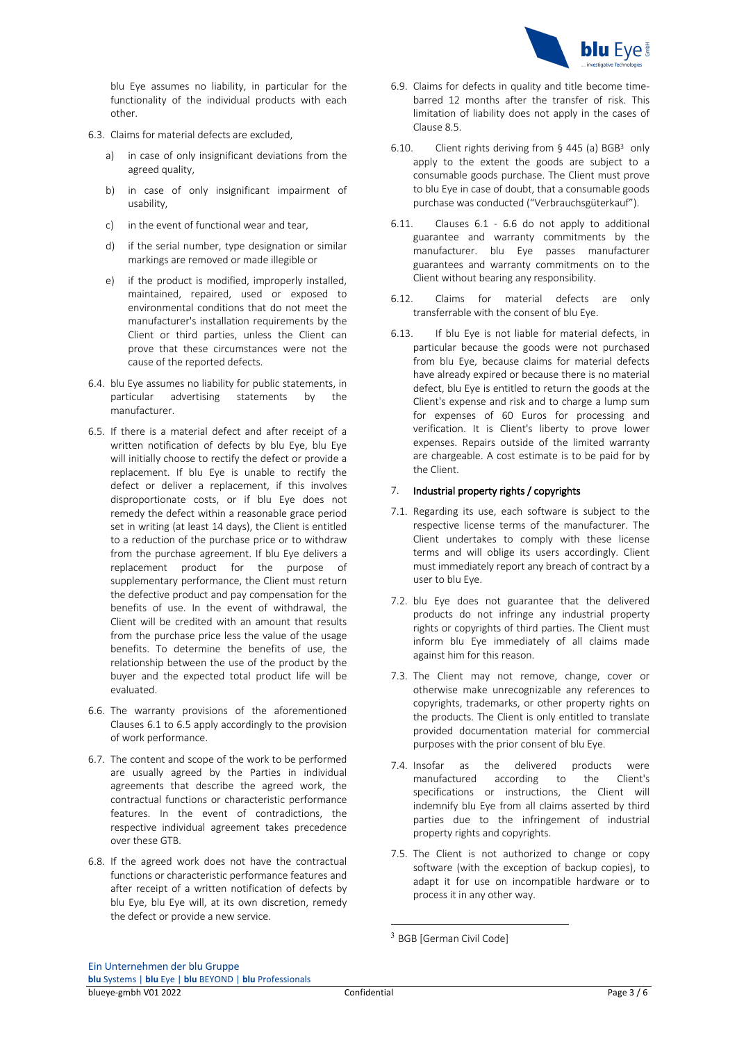blu Eye assumes no liability, in particular for the functionality of the individual products with each other.

6.3. Claims for material defects are excluded,

a) in case of only insignificant deviations from the agreed quality,

b) in case of only insignificant impairment of usability,

c) in the event of functional wear and tear,

d) if the serial number, type designation or similar markings are removed or made illegible or

e) if the product is modified, improperly installed, maintained, repaired, used or exposed to environmental conditions that do not meet the manufacturer's installation requirements by the Client or third parties, unless the Client can prove that these circumstances were not the cause of the reported defects.

6.4. blu Eye assumes no liability for public statements, in particular advertising statements by the manufacturer.

6.5. If there is a material defect and after receipt of a written notification of defects by blu Eye, blu Eye will initially choose to rectify the defect or provide a replacement. If blu Eye is unable to rectify the defect or deliver a replacement, if this involves disproportionate costs, or if blu Eye does not remedy the defect within a reasonable grace period set in writing (at least 14 days), the Client is entitled to a reduction of the purchase price or to withdraw from the purchase agreement. If blu Eye delivers a replacement product for the purpose of supplementary performance, the Client must return the defective product and pay compensation for the benefits of use. In the event of withdrawal, the Client will be credited with an amount that results from the purchase price less the value of the usage benefits. To determine the benefits of use, the relationship between the use of the product by the buyer and the expected total product life will be evaluated.

6.6. The warranty provisions of the aforementioned Clauses 6.1 to 6.5 apply accordingly to the provision of work performance.

6.7. The content and scope of the work to be performed are usually agreed by the Parties in individual agreements that describe the agreed work, the contractual functions or characteristic performance features. In the event of contradictions, the respective individual agreement takes precedence over these GTB.

6.8. If the agreed work does not have the contractual functions or characteristic performance features and after receipt of a written notification of defects by blu Eye, blu Eye will, at its own discretion, remedy the defect or provide a new service.

6.9. Claims for defects in quality and title become time-barred 12 months after the transfer of risk. This limitation of liability does not apply in the cases of Clause 8.5.

6.10. Client rights deriving from § 445 (a) BGB[3] only apply to the extent the goods are subject to a consumable goods purchase. The Client must prove to blu Eye in case of doubt, that a consumable goods purchase was conducted ("Verbrauchsgüterkauf").

6.11. Clauses 6.1 - 6.6 do not apply to additional guarantee and warranty commitments by the manufacturer. blu Eye passes manufacturer guarantees and warranty commitments on to the Client without bearing any responsibility.

6.12. Claims for material defects are only transferrable with the consent of blu Eye.

6.13. If blu Eye is not liable for material defects, in particular because the goods were not purchased from blu Eye, because claims for material defects have already expired or because there is no material defect, blu Eye is entitled to return the goods at the Client's expense and risk and to charge a lump sum for expenses of 60 Euros for processing and verification. It is Client's liberty to prove lower expenses. Repairs outside of the limited warranty are chargeable. A cost estimate is to be paid for by the Client.

## 7. Industrial property rights / copyrights

7.1. Regarding its use, each software is subject to the respective license terms of the manufacturer. The Client undertakes to comply with these license terms and will oblige its users accordingly. Client must immediately report any breach of contract by a user to blu Eye.

7.2. blu Eye does not guarantee that the delivered products do not infringe any industrial property rights or copyrights of third parties. The Client must inform blu Eye immediately of all claims made against him for this reason.

7.3. The Client may not remove, change, cover or otherwise make unrecognizable any references to copyrights, trademarks, or other property rights on the products. The Client is only entitled to translate provided documentation material for commercial purposes with the prior consent of blu Eye.

7.4. Insofar as the delivered products were manufactured according to the Client's specifications or instructions, the Client will indemnify blu Eye from all claims asserted by third parties due to the infringement of industrial property rights and copyrights.

7.5. The Client is not authorized to change or copy software (with the exception of backup copies), to adapt it for use on incompatible hardware or to process it in any other way.

[3] BGB [German Civil Code]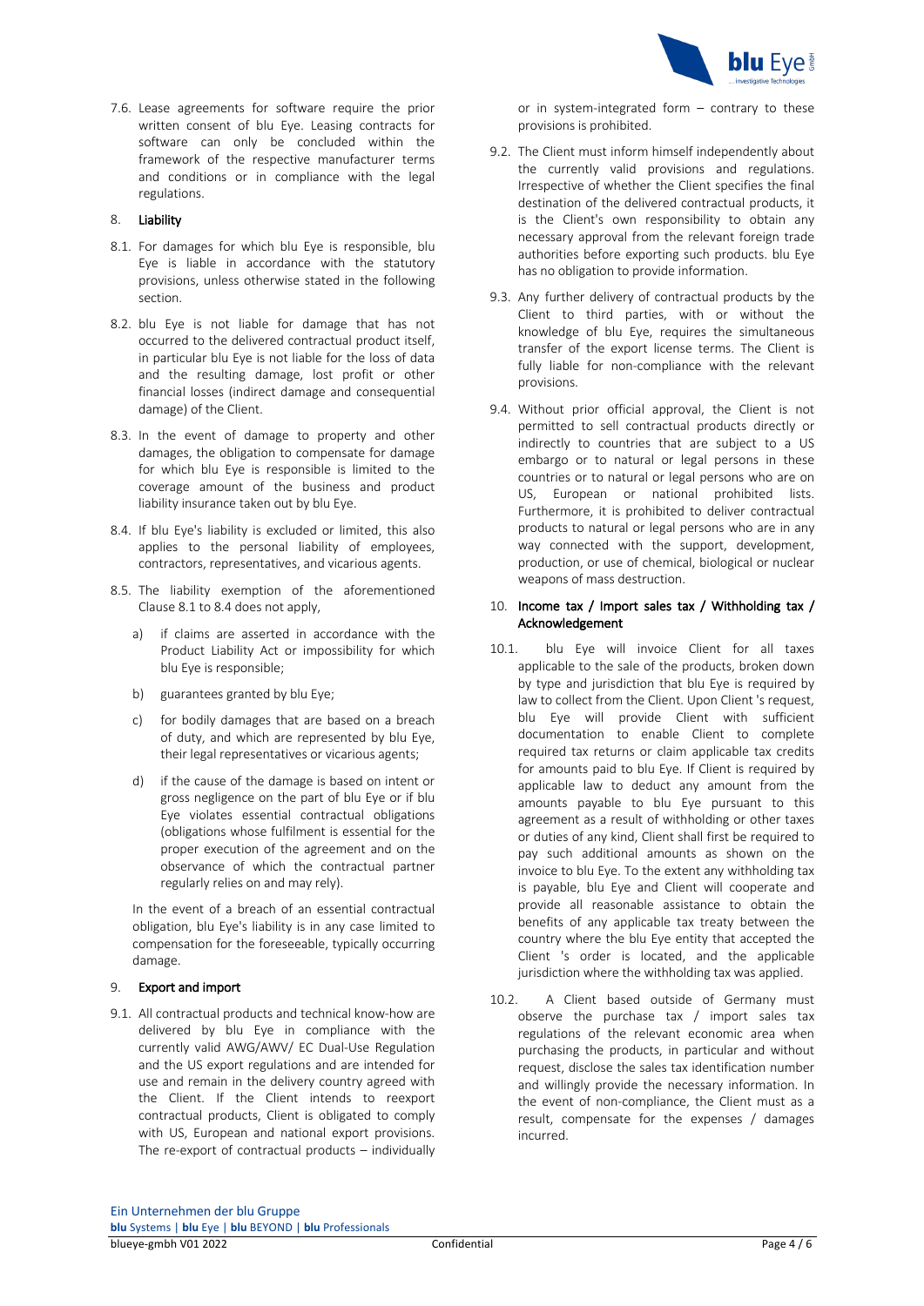7.6. Lease agreements for software require the prior written consent of blu Eye. Leasing contracts for software can only be concluded within the framework of the respective manufacturer terms and conditions or in compliance with the legal regulations.

## 8. Liability

8.1. For damages for which blu Eye is responsible, blu Eye is liable in accordance with the statutory provisions, unless otherwise stated in the following section.

8.2. blu Eye is not liable for damage that has not occurred to the delivered contractual product itself, in particular blu Eye is not liable for the loss of data and the resulting damage, lost profit or other financial losses (indirect damage and consequential damage) of the Client.

8.3. In the event of damage to property and other damages, the obligation to compensate for damage for which blu Eye is responsible is limited to the coverage amount of the business and product liability insurance taken out by blu Eye.

8.4. If blu Eye's liability is excluded or limited, this also applies to the personal liability of employees, contractors, representatives, and vicarious agents.

8.5. The liability exemption of the aforementioned Clause 8.1 to 8.4 does not apply,

a) if claims are asserted in accordance with the Product Liability Act or impossibility for which blu Eye is responsible;

b) guarantees granted by blu Eye;

c) for bodily damages that are based on a breach of duty, and which are represented by blu Eye, their legal representatives or vicarious agents;

d) if the cause of the damage is based on intent or gross negligence on the part of blu Eye or if blu Eye violates essential contractual obligations (obligations whose fulfilment is essential for the proper execution of the agreement and on the observance of which the contractual partner regularly relies on and may rely).

In the event of a breach of an essential contractual obligation, blu Eye's liability is in any case limited to compensation for the foreseeable, typically occurring damage.

## 9. Export and import

9.1. All contractual products and technical know-how are delivered by blu Eye in compliance with the currently valid AWG/AWV/ EC Dual-Use Regulation and the US export regulations and are intended for use and remain in the delivery country agreed with the Client. If the Client intends to reexport contractual products, Client is obligated to comply with US, European and national export provisions. The re-export of contractual products – individually or in system-integrated form – contrary to these provisions is prohibited.

9.2. The Client must inform himself independently about the currently valid provisions and regulations. Irrespective of whether the Client specifies the final destination of the delivered contractual products, it is the Client's own responsibility to obtain any necessary approval from the relevant foreign trade authorities before exporting such products. blu Eye has no obligation to provide information.

9.3. Any further delivery of contractual products by the Client to third parties, with or without the knowledge of blu Eye, requires the simultaneous transfer of the export license terms. The Client is fully liable for non-compliance with the relevant provisions.

9.4. Without prior official approval, the Client is not permitted to sell contractual products directly or indirectly to countries that are subject to a US embargo or to natural or legal persons in these countries or to natural or legal persons who are on US, European or national prohibited lists. Furthermore, it is prohibited to deliver contractual products to natural or legal persons who are in any way connected with the support, development, production, or use of chemical, biological or nuclear weapons of mass destruction.

## 10. Income tax / Import sales tax / Withholding tax / Acknowledgement

10.1. blu Eye will invoice Client for all taxes applicable to the sale of the products, broken down by type and jurisdiction that blu Eye is required by law to collect from the Client. Upon Client 's request, blu Eye will provide Client with sufficient documentation to enable Client to complete required tax returns or claim applicable tax credits for amounts paid to blu Eye. If Client is required by applicable law to deduct any amount from the amounts payable to blu Eye pursuant to this agreement as a result of withholding or other taxes or duties of any kind, Client shall first be required to pay such additional amounts as shown on the invoice to blu Eye. To the extent any withholding tax is payable, blu Eye and Client will cooperate and provide all reasonable assistance to obtain the benefits of any applicable tax treaty between the country where the blu Eye entity that accepted the Client 's order is located, and the applicable jurisdiction where the withholding tax was applied.

10.2. A Client based outside of Germany must observe the purchase tax / import sales tax regulations of the relevant economic area when purchasing the products, in particular and without request, disclose the sales tax identification number and willingly provide the necessary information. In the event of non-compliance, the Client must as a result, compensate for the expenses / damages incurred.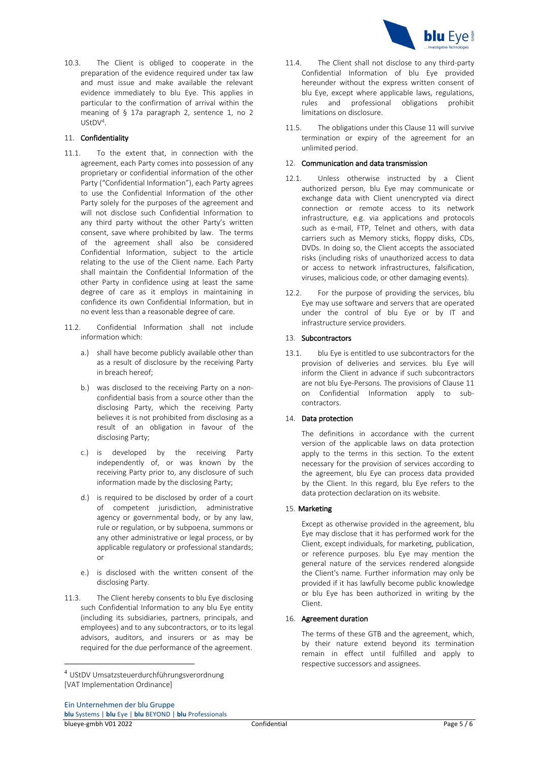10.3. The Client is obliged to cooperate in the preparation of the evidence required under tax law and must issue and make available the relevant evidence immediately to blu Eye. This applies in particular to the confirmation of arrival within the meaning of § 17a paragraph 2, sentence 1, no 2 UStDV[4].

## 11. Confidentiality

11.1. To the extent that, in connection with the agreement, each Party comes into possession of any proprietary or confidential information of the other Party ("Confidential Information"), each Party agrees to use the Confidential Information of the other Party solely for the purposes of the agreement and will not disclose such Confidential Information to any third party without the other Party's written consent, save where prohibited by law. The terms of the agreement shall also be considered Confidential Information, subject to the article relating to the use of the Client name. Each Party shall maintain the Confidential Information of the other Party in confidence using at least the same degree of care as it employs in maintaining in confidence its own Confidential Information, but in no event less than a reasonable degree of care.

11.2. Confidential Information shall not include information which:

a.) shall have become publicly available other than as a result of disclosure by the receiving Party in breach hereof;

b.) was disclosed to the receiving Party on a non-confidential basis from a source other than the disclosing Party, which the receiving Party believes it is not prohibited from disclosing as a result of an obligation in favour of the disclosing Party;

c.) is developed by the receiving Party independently of, or was known by the receiving Party prior to, any disclosure of such information made by the disclosing Party;

d.) is required to be disclosed by order of a court of competent jurisdiction, administrative agency or governmental body, or by any law, rule or regulation, or by subpoena, summons or any other administrative or legal process, or by applicable regulatory or professional standards; or

e.) is disclosed with the written consent of the disclosing Party.

11.3. The Client hereby consents to blu Eye disclosing such Confidential Information to any blu Eye entity (including its subsidiaries, partners, principals, and employees) and to any subcontractors, or to its legal advisors, auditors, and insurers or as may be required for the due performance of the agreement.

11.4. The Client shall not disclose to any third-party Confidential Information of blu Eye provided hereunder without the express written consent of blu Eye, except where applicable laws, regulations, rules and professional obligations prohibit limitations on disclosure.

11.5. The obligations under this Clause 11 will survive termination or expiry of the agreement for an unlimited period.

## 12. Communication and data transmission

12.1. Unless otherwise instructed by a Client authorized person, blu Eye may communicate or exchange data with Client unencrypted via direct connection or remote access to its network infrastructure, e.g. via applications and protocols such as e-mail, FTP, Telnet and others, with data carriers such as Memory sticks, floppy disks, CDs, DVDs. In doing so, the Client accepts the associated risks (including risks of unauthorized access to data or access to network infrastructures, falsification, viruses, malicious code, or other damaging events).

12.2. For the purpose of providing the services, blu Eye may use software and servers that are operated under the control of blu Eye or by IT and infrastructure service providers.

## 13. Subcontractors

13.1. blu Eye is entitled to use subcontractors for the provision of deliveries and services. blu Eye will inform the Client in advance if such subcontractors are not blu Eye-Persons. The provisions of Clause 11 on Confidential Information apply to sub-contractors.

## 14. Data protection

The definitions in accordance with the current version of the applicable laws on data protection apply to the terms in this section. To the extent necessary for the provision of services according to the agreement, blu Eye can process data provided by the Client. In this regard, blu Eye refers to the data protection declaration on its website.

## 15. Marketing

Except as otherwise provided in the agreement, blu Eye may disclose that it has performed work for the Client, except individuals, for marketing, publication, or reference purposes. blu Eye may mention the general nature of the services rendered alongside the Client's name. Further information may only be provided if it has lawfully become public knowledge or blu Eye has been authorized in writing by the Client.

## 16. Agreement duration

The terms of these GTB and the agreement, which, by their nature extend beyond its termination remain in effect until fulfilled and apply to respective successors and assignees.

---

[4] UStDV Umsatzsteuerdurchführungsverordnung [VAT Implementation Ordinance]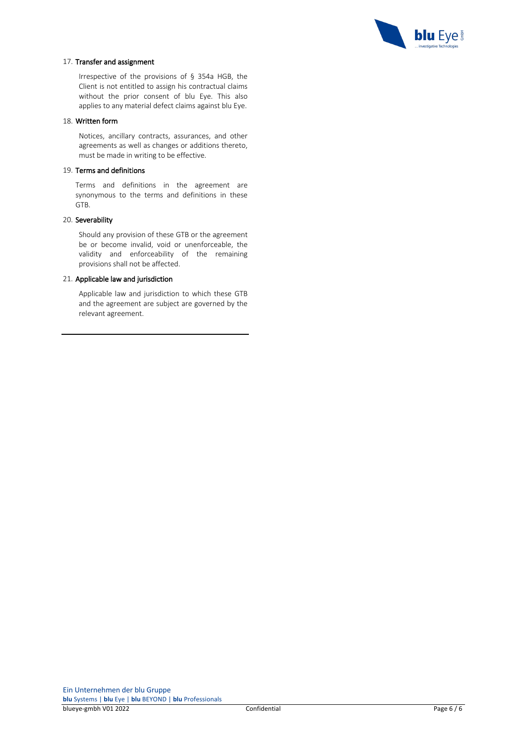## 17. Transfer and assignment

Irrespective of the provisions of § 354a HGB, the Client is not entitled to assign his contractual claims without the prior consent of blu Eye. This also applies to any material defect claims against blu Eye.

## 18. Written form

Notices, ancillary contracts, assurances, and other agreements as well as changes or additions thereto, must be made in writing to be effective.

## 19. Terms and definitions

Terms and definitions in the agreement are synonymous to the terms and definitions in these GTB.

## 20. Severability

Should any provision of these GTB or the agreement be or become invalid, void or unenforceable, the validity and enforceability of the remaining provisions shall not be affected.

## 21. Applicable law and jurisdiction

Applicable law and jurisdiction to which these GTB and the agreement are subject are governed by the relevant agreement.

---